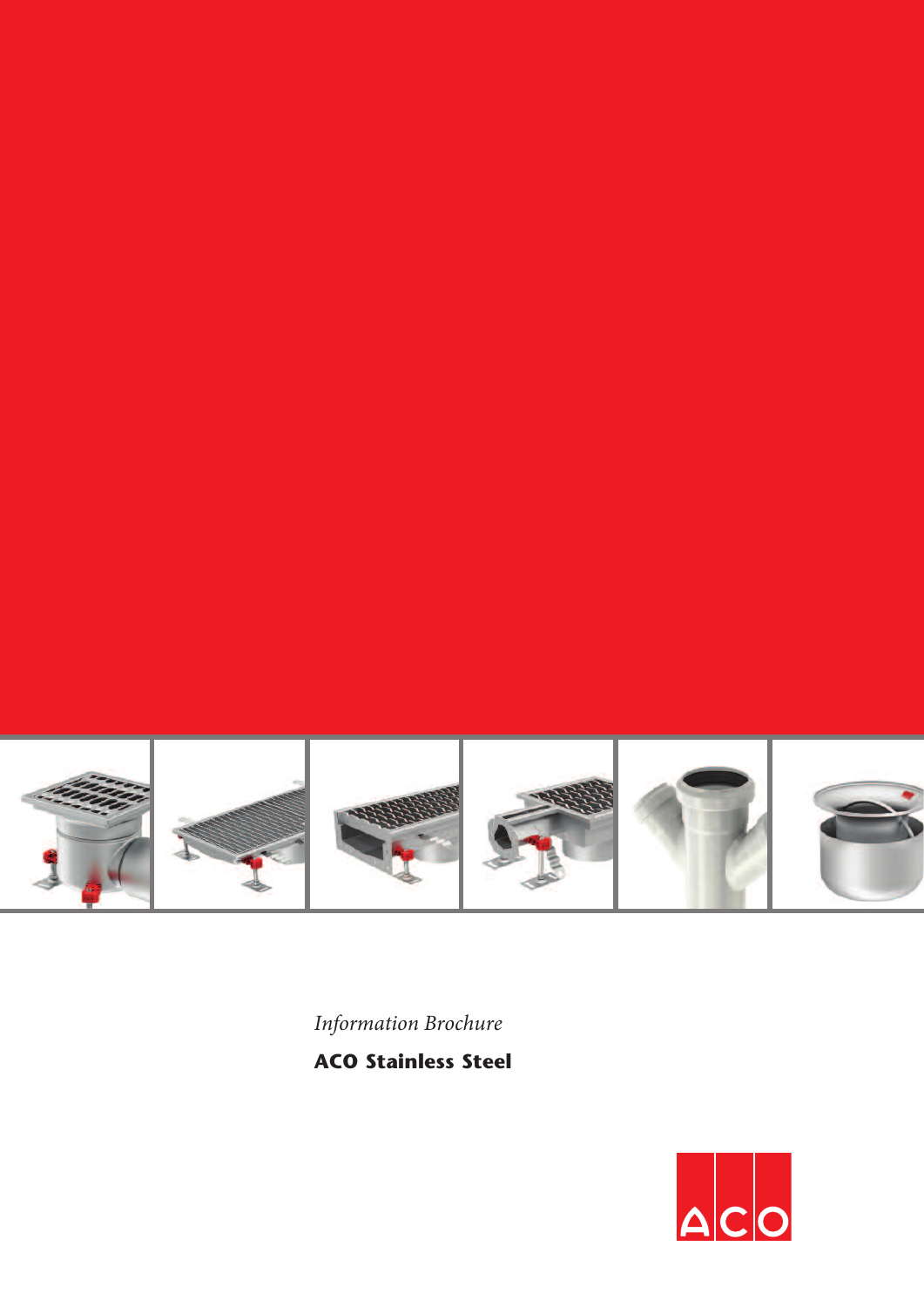*Information Brochure*

**ACO Stainless Steel**

ACO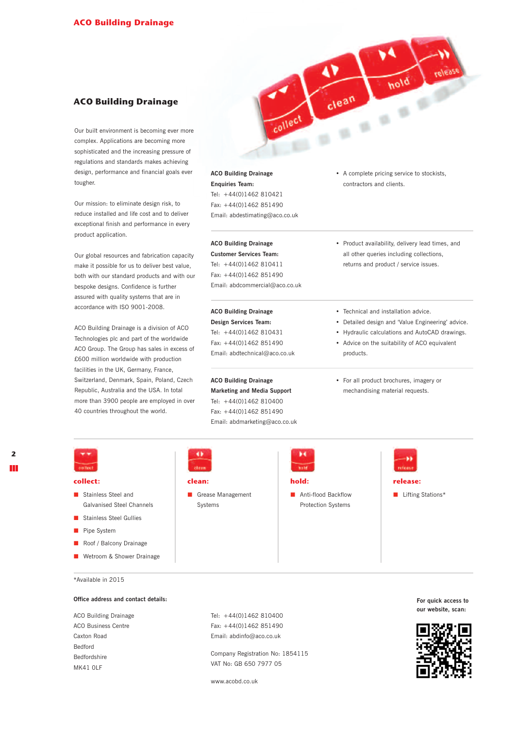## ACO Building Drainage

Our built environment is becoming ever more complex. Applications are becoming more sophisticated and the increasing pressure of regulations and standards makes achieving design, performance and financial goals ever tougher.

Our mission: to eliminate design risk, to reduce installed and life cost and to deliver exceptional finish and performance in every product application.

Our global resources and fabrication capacity make it possible for us to deliver best value, both with our standard products and with our bespoke designs. Confidence is further assured with quality systems that are in accordance with ISO 9001-2008.

ACO Building Drainage is a division of ACO Technologies plc and part of the worldwide ACO Group. The Group has sales in excess of £600 million worldwide with production facilities in the UK, Germany, France, Switzerland, Denmark, Spain, Poland, Czech Republic, Australia and the USA. In total more than 3900 people are employed in over 40 countries throughout the world.

**ACO Building Drainage**
**Enquiries Team:**
Tel: +44(0)1462 810421
Fax: +44(0)1462 851490
Email: abdestimating@aco.co.uk

- A complete pricing service to stockists, contractors and clients.

**ACO Building Drainage**
**Customer Services Team:**
Tel: +44(0)1462 810411
Fax: +44(0)1462 851490
Email: abdcommercial@aco.co.uk

- Product availability, delivery lead times, and all other queries including collections, returns and product / service issues.

**ACO Building Drainage**
**Design Services Team:**
Tel: +44(0)1462 810431
Fax: +44(0)1462 851490
Email: abdtechnical@aco.co.uk

- Technical and installation advice.
- Detailed design and 'Value Engineering' advice.
- Hydraulic calculations and AutoCAD drawings.
- Advice on the suitability of ACO equivalent products.

**ACO Building Drainage**
**Marketing and Media Support**
Tel: +44(0)1462 810400
Fax: +44(0)1462 851490
Email: abdmarketing@aco.co.uk

- For all product brochures, imagery or mechandising material requests.

**collect:**

- Stainless Steel and Galvanised Steel Channels
- Stainless Steel Gullies
- Pipe System
- Roof / Balcony Drainage
- Wetroom & Shower Drainage

**clean:**

- Grease Management Systems

**hold:**

- Anti-flood Backflow Protection Systems

**release:**

- Lifting Stations*

*Available in 2015

**Office address and contact details:**

ACO Building Drainage
ACO Business Centre
Caxton Road
Bedford
Bedfordshire
MK41 0LF

Tel: +44(0)1462 810400
Fax: +44(0)1462 851490
Email: abdinfo@aco.co.uk

Company Registration No: 1854115
VAT No: GB 650 7977 05

www.acobd.co.uk

**For quick access to our website, scan:**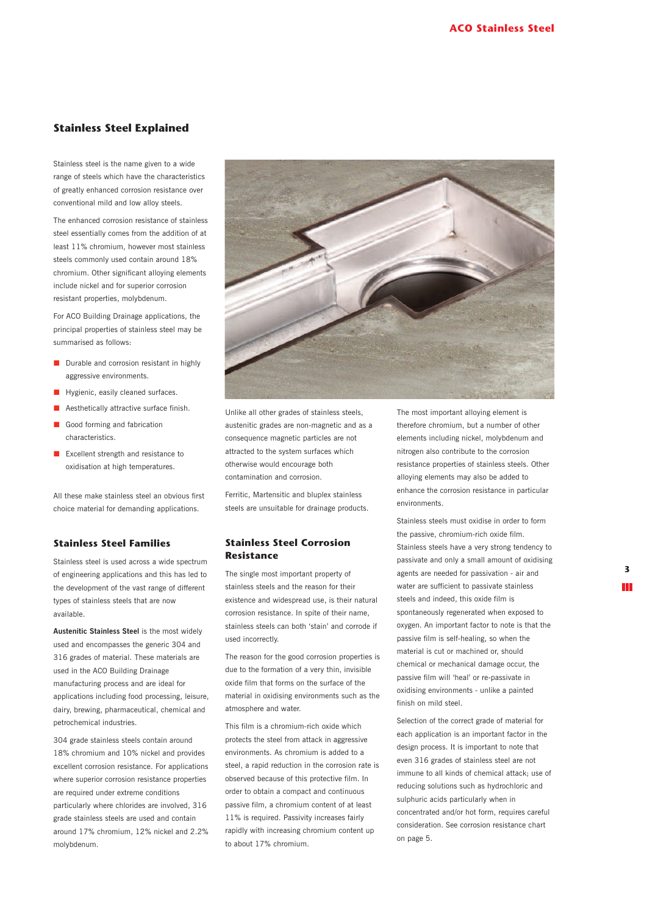## Stainless Steel Explained

Stainless steel is the name given to a wide range of steels which have the characteristics of greatly enhanced corrosion resistance over conventional mild and low alloy steels.

The enhanced corrosion resistance of stainless steel essentially comes from the addition of at least 11% chromium, however most stainless steels commonly used contain around 18% chromium. Other significant alloying elements include nickel and for superior corrosion resistant properties, molybdenum.

For ACO Building Drainage applications, the principal properties of stainless steel may be summarised as follows:

- Durable and corrosion resistant in highly aggressive environments.
- Hygienic, easily cleaned surfaces.
- Aesthetically attractive surface finish.
- Good forming and fabrication characteristics.
- Excellent strength and resistance to oxidisation at high temperatures.

All these make stainless steel an obvious first choice material for demanding applications.

Unlike all other grades of stainless steels, austenitic grades are non-magnetic and as a consequence magnetic particles are not attracted to the system surfaces which otherwise would encourage both contamination and corrosion.

Ferritic, Martensitic and bluplex stainless steels are unsuitable for drainage products.

## Stainless Steel Families

Stainless steel is used across a wide spectrum of engineering applications and this has led to the development of the vast range of different types of stainless steels that are now available.

**Austenitic Stainless Steel** is the most widely used and encompasses the generic 304 and 316 grades of material. These materials are used in the ACO Building Drainage manufacturing process and are ideal for applications including food processing, leisure, dairy, brewing, pharmaceutical, chemical and petrochemical industries.

304 grade stainless steels contain around 18% chromium and 10% nickel and provides excellent corrosion resistance. For applications where superior corrosion resistance properties are required under extreme conditions particularly where chlorides are involved, 316 grade stainless steels are used and contain around 17% chromium, 12% nickel and 2.2% molybdenum.

## Stainless Steel Corrosion Resistance

The single most important property of stainless steels and the reason for their existence and widespread use, is their natural corrosion resistance. In spite of their name, stainless steels can both 'stain' and corrode if used incorrectly.

The reason for the good corrosion properties is due to the formation of a very thin, invisible oxide film that forms on the surface of the material in oxidising environments such as the atmosphere and water.

This film is a chromium-rich oxide which protects the steel from attack in aggressive environments. As chromium is added to a steel, a rapid reduction in the corrosion rate is observed because of this protective film. In order to obtain a compact and continuous passive film, a chromium content of at least 11% is required. Passivity increases fairly rapidly with increasing chromium content up to about 17% chromium.

The most important alloying element is therefore chromium, but a number of other elements including nickel, molybdenum and nitrogen also contribute to the corrosion resistance properties of stainless steels. Other alloying elements may also be added to enhance the corrosion resistance in particular environments.

Stainless steels must oxidise in order to form the passive, chromium-rich oxide film. Stainless steels have a very strong tendency to passivate and only a small amount of oxidising agents are needed for passivation - air and water are sufficient to passivate stainless steels and indeed, this oxide film is spontaneously regenerated when exposed to oxygen. An important factor to note is that the passive film is self-healing, so when the material is cut or machined or, should chemical or mechanical damage occur, the passive film will 'heal' or re-passivate in oxidising environments - unlike a painted finish on mild steel.

Selection of the correct grade of material for each application is an important factor in the design process. It is important to note that even 316 grades of stainless steel are not immune to all kinds of chemical attack; use of reducing solutions such as hydrochloric and sulphuric acids particularly when in concentrated and/or hot form, requires careful consideration. See corrosion resistance chart on page 5.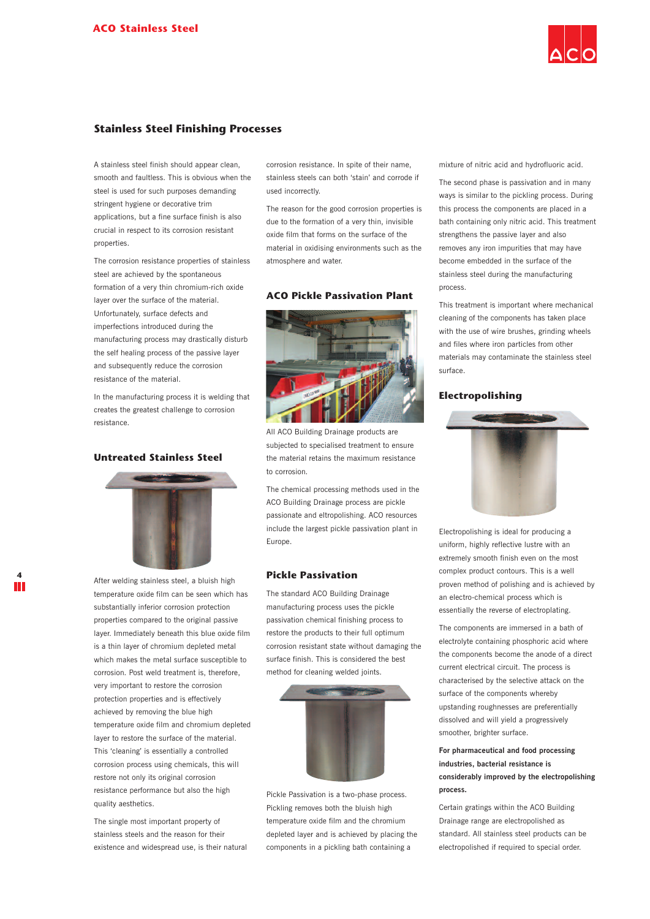## Stainless Steel Finishing Processes

A stainless steel finish should appear clean, smooth and faultless. This is obvious when the steel is used for such purposes demanding stringent hygiene or decorative trim applications, but a fine surface finish is also crucial in respect to its corrosion resistant properties.

The corrosion resistance properties of stainless steel are achieved by the spontaneous formation of a very thin chromium-rich oxide layer over the surface of the material. Unfortunately, surface defects and imperfections introduced during the manufacturing process may drastically disturb the self healing process of the passive layer and subsequently reduce the corrosion resistance of the material.

In the manufacturing process it is welding that creates the greatest challenge to corrosion resistance.

### Untreated Stainless Steel

After welding stainless steel, a bluish high temperature oxide film can be seen which has substantially inferior corrosion protection properties compared to the original passive layer. Immediately beneath this blue oxide film is a thin layer of chromium depleted metal which makes the metal surface susceptible to corrosion. Post weld treatment is, therefore, very important to restore the corrosion protection properties and is effectively achieved by removing the blue high temperature oxide film and chromium depleted layer to restore the surface of the material. This 'cleaning' is essentially a controlled corrosion process using chemicals, this will restore not only its original corrosion resistance performance but also the high quality aesthetics.

The single most important property of stainless steels and the reason for their existence and widespread use, is their natural corrosion resistance. In spite of their name, stainless steels can both 'stain' and corrode if used incorrectly.

The reason for the good corrosion properties is due to the formation of a very thin, invisible oxide film that forms on the surface of the material in oxidising environments such as the atmosphere and water.

### ACO Pickle Passivation Plant

All ACO Building Drainage products are subjected to specialised treatment to ensure the material retains the maximum resistance to corrosion.

The chemical processing methods used in the ACO Building Drainage process are pickle passionate and eltropolishing. ACO resources include the largest pickle passivation plant in Europe.

### Pickle Passivation

The standard ACO Building Drainage manufacturing process uses the pickle passivation chemical finishing process to restore the products to their full optimum corrosion resistant state without damaging the surface finish. This is considered the best method for cleaning welded joints.

Pickle Passivation is a two-phase process. Pickling removes both the bluish high temperature oxide film and the chromium depleted layer and is achieved by placing the components in a pickling bath containing a mixture of nitric acid and hydrofluoric acid.

The second phase is passivation and in many ways is similar to the pickling process. During this process the components are placed in a bath containing only nitric acid. This treatment strengthens the passive layer and also removes any iron impurities that may have become embedded in the surface of the stainless steel during the manufacturing process.

This treatment is important where mechanical cleaning of the components has taken place with the use of wire brushes, grinding wheels and files where iron particles from other materials may contaminate the stainless steel surface.

### Electropolishing

Electropolishing is ideal for producing a uniform, highly reflective lustre with an extremely smooth finish even on the most complex product contours. This is a well proven method of polishing and is achieved by an electro-chemical process which is essentially the reverse of electroplating.

The components are immersed in a bath of electrolyte containing phosphoric acid where the components become the anode of a direct current electrical circuit. The process is characterised by the selective attack on the surface of the components whereby upstanding roughnesses are preferentially dissolved and will yield a progressively smoother, brighter surface.

**For pharmaceutical and food processing industries, bacterial resistance is considerably improved by the electropolishing process.**

Certain gratings within the ACO Building Drainage range are electropolished as standard. All stainless steel products can be electropolished if required to special order.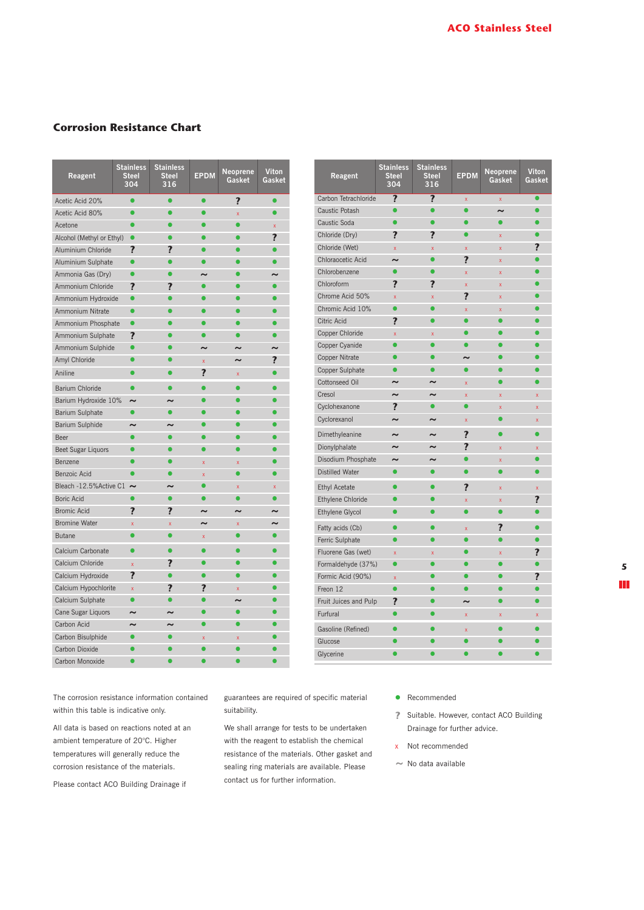## Corrosion Resistance Chart

| Reagent | Stainless Steel 304 | Stainless Steel 316 | EPDM | Neoprene Gasket | Viton Gasket |
|---|---|---|---|---|---|
| Acetic Acid 20% | ● | ● | ● | ? | ● |
| Acetic Acid 80% | ● | ● | ● | x | ● |
| Acetone | ● | ● | ● | ● | x |
| Alcohol (Methyl or Ethyl) | ● | ● | ● | ● | ? |
| Aluminium Chloride | ? | ? | ● | ● | ● |
| Aluminium Sulphate | ● | ● | ● | ● | ● |
| Ammonia Gas (Dry) | ● | ● | ~ | ● | ~ |
| Ammonium Chloride | ? | ? | ● | ● | ● |
| Ammonium Hydroxide | ● | ● | ● | ● | ● |
| Ammonium Nitrate | ● | ● | ● | ● | ● |
| Ammonium Phosphate | ● | ● | ● | ● | ● |
| Ammonium Sulphate | ? | ● | ● | ● | ● |
| Ammonium Sulphide | ● | ● | ~ | ~ | ~ |
| Amyl Chloride | ● | ● | x | ~ | ? |
| Aniline | ● | ● | ? | x | ● |
| Barium Chloride | ● | ● | ● | ● | ● |
| Barium Hydroxide 10% | ~ | ~ | ● | ● | ● |
| Barium Sulphate | ● | ● | ● | ● | ● |
| Barium Sulphide | ~ | ~ | ● | ● | ● |
| Beer | ● | ● | ● | ● | ● |
| Beet Sugar Liquors | ● | ● | ● | ● | ● |
| Benzene | ● | ● | x | x | ● |
| Benzoic Acid | ● | ● | x | ● | ● |
| Bleach -12.5%Active C1 | ~ | ~ | ● | x | x |
| Boric Acid | ● | ● | ● | ● | ● |
| Bromic Acid | ? | ? | ~ | ~ | ~ |
| Bromine Water | x | x | ~ | x | ~ |
| Butane | ● | ● | x | ● | ● |
| Calcium Carbonate | ● | ● | ● | ● | ● |
| Calcium Chloride | x | ? | ● | ● | ● |
| Calcium Hydroxide | ? | ● | ● | ● | ● |
| Calcium Hypochlorite | x | ? | ? | x | ● |
| Calcium Sulphate | ● | ● | ● | ~ | ● |
| Cane Sugar Liquors | ~ | ~ | ● | ● | ● |
| Carbon Acid | ~ | ~ | ● | ● | ● |
| Carbon Bisulphide | ● | ● | x | x | ● |
| Carbon Dioxide | ● | ● | ● | ● | ● |
| Carbon Monoxide | ● | ● | ● | ● | ● |
| Carbon Tetrachloride | ? | ? | x | x | ● |
| Caustic Potash | ● | ● | ● | ~ | ● |
| Caustic Soda | ● | ● | ● | ● | ● |
| Chloride (Dry) | ? | ? | ● | x | ● |
| Chloride (Wet) | x | x | x | x | ? |
| Chloroacetic Acid | ~ | ● | ? | x | ● |
| Chlorobenzene | ● | ● | x | x | ● |
| Chloroform | ? | ? | x | x | ● |
| Chrome Acid 50% | x | x | ? | x | ● |
| Chromic Acid 10% | ● | ● | x | x | ● |
| Citric Acid | ? | ● | ● | ● | ● |
| Copper Chloride | x | x | ● | ● | ● |
| Copper Cyanide | ● | ● | ● | ● | ● |
| Copper Nitrate | ● | ● | ~ | ● | ● |
| Copper Sulphate | ● | ● | ● | ● | ● |
| Cottonseed Oil | ~ | ~ | x | ● | ● |
| Cresol | ~ | ~ | x | x | x |
| Cyclohexanone | ? | ● | ● | x | x |
| Cycloroxanol | ~ | ~ | x | ● | x |
| Dimethyleanine | ~ | ~ | ? | ● | ● |
| Dionylphalate | ~ | ~ | ? | x | x |
| Disodium Phosphate | ~ | ~ | ● | x | ● |
| Distilled Water | ● | ● | ● | ● | ● |
| Ethyl Acetate | ● | ● | ? | x | x |
| Ethylene Chloride | ● | ● | x | x | ? |
| Ethylene Glycol | ● | ● | ● | ● | ● |
| Fatty acids (Cb) | ● | ● | x | ? | ● |
| Ferric Sulphate | ● | ● | ● | ● | ● |
| Fluorene Gas (wet) | x | x | ● | x | ? |
| Formaldehyde (37%) | ● | ● | ● | ● | ● |
| Formic Acid (90%) | x | ● | ● | ● | ? |
| Freon 12 | ● | ● | ● | ● | ● |
| Fruit Juices and Pulp | ? | ● | ~ | ● | ● |
| Furfural | ● | ● | x | x | x |
| Gasoline (Refined) | ● | ● | x | ● | ● |
| Glucose | ● | ● | ● | ● | ● |
| Glycerine | ● | ● | ● | ● | ● |

The corrosion resistance information contained within this table is indicative only.

All data is based on reactions noted at an ambient temperature of 20°C. Higher temperatures will generally reduce the corrosion resistance of the materials.

Please contact ACO Building Drainage if guarantees are required of specific material suitability.

We shall arrange for tests to be undertaken with the reagent to establish the chemical resistance of the materials. Other gasket and sealing ring materials are available. Please contact us for further information.

- ● Recommended
- ? Suitable. However, contact ACO Building Drainage for further advice.
- x Not recommended
- ~ No data available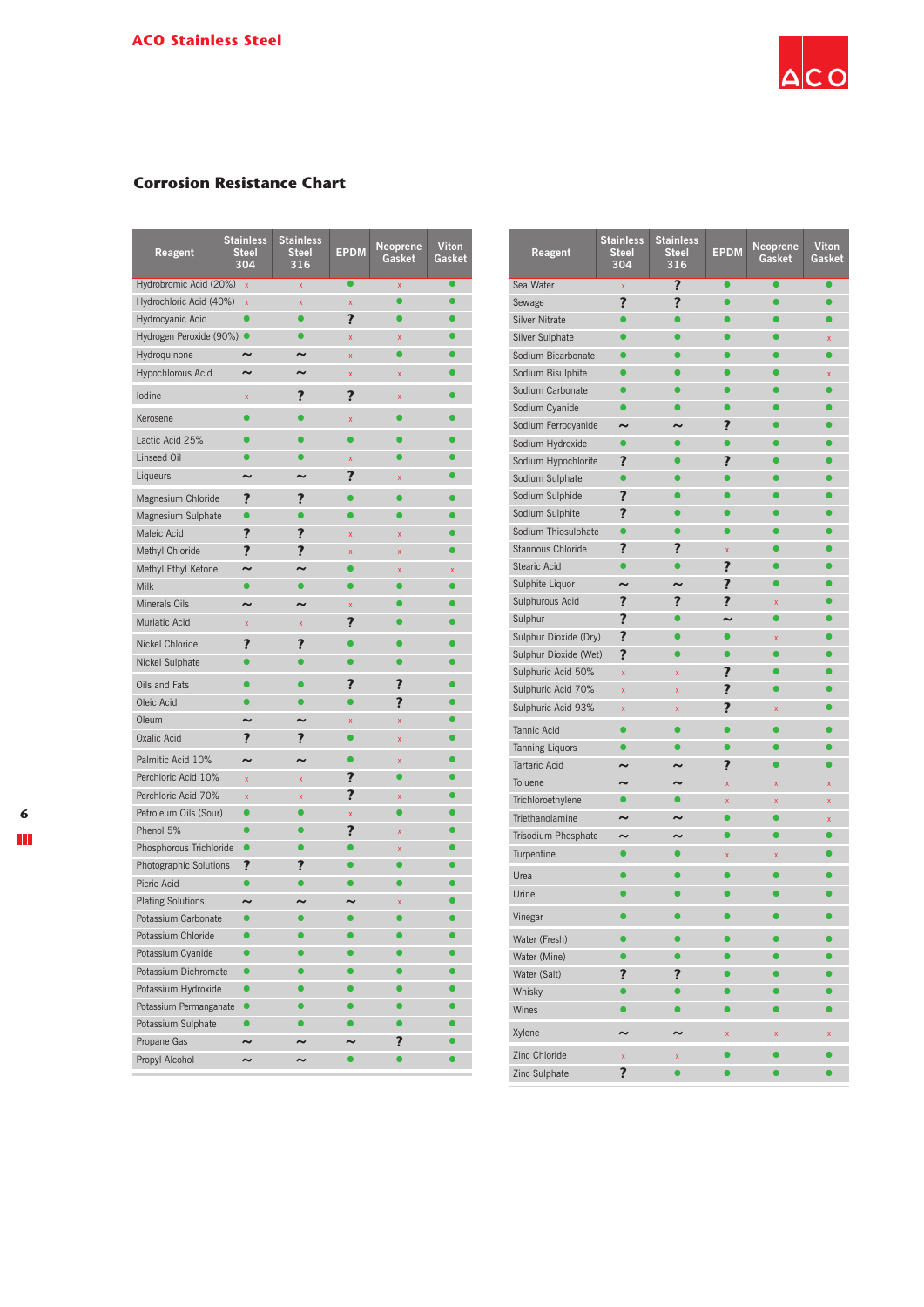ACO Stainless Steel

## Corrosion Resistance Chart

| Reagent | Stainless Steel 304 | Stainless Steel 316 | EPDM | Neoprene Gasket | Viton Gasket |
|---|---|---|---|---|---|
| Hydrobromic Acid (20%) | x | x | ● | x | ● |
| Hydrochloric Acid (40%) | x | x | x | ● | ● |
| Hydrocyanic Acid | ● | ● | ? | ● | ● |
| Hydrogen Peroxide (90%) | ● | ● | x | x | ● |
| Hydroquinone | ~ | ~ | x | ● | ● |
| Hypochlorous Acid | ~ | ~ | x | x | ● |
| Iodine | x | ? | ? | x | ● |
| Kerosene | ● | ● | x | ● | ● |
| Lactic Acid 25% | ● | ● | ● | ● | ● |
| Linseed Oil | ● | ● | x | ● | ● |
| Liqueurs | ~ | ~ | ? | x | ● |
| Magnesium Chloride | ? | ? | ● | ● | ● |
| Magnesium Sulphate | ● | ● | ● | ● | ● |
| Maleic Acid | ? | ? | x | x | ● |
| Methyl Chloride | ? | ? | x | x | ● |
| Methyl Ethyl Ketone | ~ | ~ | ● | x | x |
| Milk | ● | ● | ● | ● | ● |
| Minerals Oils | ~ | ~ | x | ● | ● |
| Muriatic Acid | x | x | ? | ● | ● |
| Nickel Chloride | ? | ? | ● | ● | ● |
| Nickel Sulphate | ● | ● | ● | ● | ● |
| Oils and Fats | ● | ● | ? | ? | ● |
| Oleic Acid | ● | ● | ● | ? | ● |
| Oleum | ~ | ~ | x | x | ● |
| Oxalic Acid | ? | ? | ● | x | ● |
| Palmitic Acid 10% | ~ | ~ | ● | x | ● |
| Perchloric Acid 10% | x | x | ? | ● | ● |
| Perchloric Acid 70% | x | x | ? | x | ● |
| Petroleum Oils (Sour) | ● | ● | x | ● | ● |
| Phenol 5% | ● | ● | ? | x | ● |
| Phosphorous Trichloride | ● | ● | ● | x | ● |
| Photographic Solutions | ? | ? | ● | ● | ● |
| Picric Acid | ● | ● | ● | ● | ● |
| Plating Solutions | ~ | ~ | ~ | x | ● |
| Potassium Carbonate | ● | ● | ● | ● | ● |
| Potassium Chloride | ● | ● | ● | ● | ● |
| Potassium Cyanide | ● | ● | ● | ● | ● |
| Potassium Dichromate | ● | ● | ● | ● | ● |
| Potassium Hydroxide | ● | ● | ● | ● | ● |
| Potassium Permanganate | ● | ● | ● | ● | ● |
| Potassium Sulphate | ● | ● | ● | ● | ● |
| Propane Gas | ~ | ~ | ~ | ? | ● |
| Propyl Alcohol | ~ | ~ | ● | ● | ● |

| Reagent | Stainless Steel 304 | Stainless Steel 316 | EPDM | Neoprene Gasket | Viton Gasket |
|---|---|---|---|---|---|
| Sea Water | x | ? | ● | ● | ● |
| Sewage | ? | ? | ● | ● | ● |
| Silver Nitrate | ● | ● | ● | ● | ● |
| Silver Sulphate | ● | ● | ● | ● | x |
| Sodium Bicarbonate | ● | ● | ● | ● | ● |
| Sodium Bisulphite | ● | ● | ● | ● | x |
| Sodium Carbonate | ● | ● | ● | ● | ● |
| Sodium Cyanide | ● | ● | ● | ● | ● |
| Sodium Ferrocyanide | ~ | ~ | ? | ● | ● |
| Sodium Hydroxide | ● | ● | ● | ● | ● |
| Sodium Hypochlorite | ? | ● | ? | ● | ● |
| Sodium Sulphate | ● | ● | ● | ● | ● |
| Sodium Sulphide | ? | ● | ● | ● | ● |
| Sodium Sulphite | ? | ● | ● | ● | ● |
| Sodium Thiosulphate | ● | ● | ● | ● | ● |
| Stannous Chloride | ? | ? | x | ● | ● |
| Stearic Acid | ● | ● | ? | ● | ● |
| Sulphite Liquor | ~ | ~ | ? | ● | ● |
| Sulphurous Acid | ? | ? | ? | x | ● |
| Sulphur | ? | ● | ~ | ● | ● |
| Sulphur Dioxide (Dry) | ? | ● | ● | x | ● |
| Sulphur Dioxide (Wet) | ? | ● | ● | ● | ● |
| Sulphuric Acid 50% | x | x | ? | ● | ● |
| Sulphuric Acid 70% | x | x | ? | ● | ● |
| Sulphuric Acid 93% | x | x | ? | x | ● |
| Tannic Acid | ● | ● | ● | ● | ● |
| Tanning Liquors | ● | ● | ● | ● | ● |
| Tartaric Acid | ~ | ~ | ? | ● | ● |
| Toluene | ~ | ~ | x | x | x |
| Trichloroethylene | ● | ● | x | x | x |
| Triethanolamine | ~ | ~ | ● | ● | x |
| Trisodium Phosphate | ~ | ~ | ● | ● | ● |
| Turpentine | ● | ● | x | x | ● |
| Urea | ● | ● | ● | ● | ● |
| Urine | ● | ● | ● | ● | ● |
| Vinegar | ● | ● | ● | ● | ● |
| Water (Fresh) | ● | ● | ● | ● | ● |
| Water (Mine) | ● | ● | ● | ● | ● |
| Water (Salt) | ? | ? | ● | ● | ● |
| Whisky | ● | ● | ● | ● | ● |
| Wines | ● | ● | ● | ● | ● |
| Xylene | ~ | ~ | x | x | x |
| Zinc Chloride | x | x | ● | ● | ● |
| Zinc Sulphate | ? | ● | ● | ● | ● |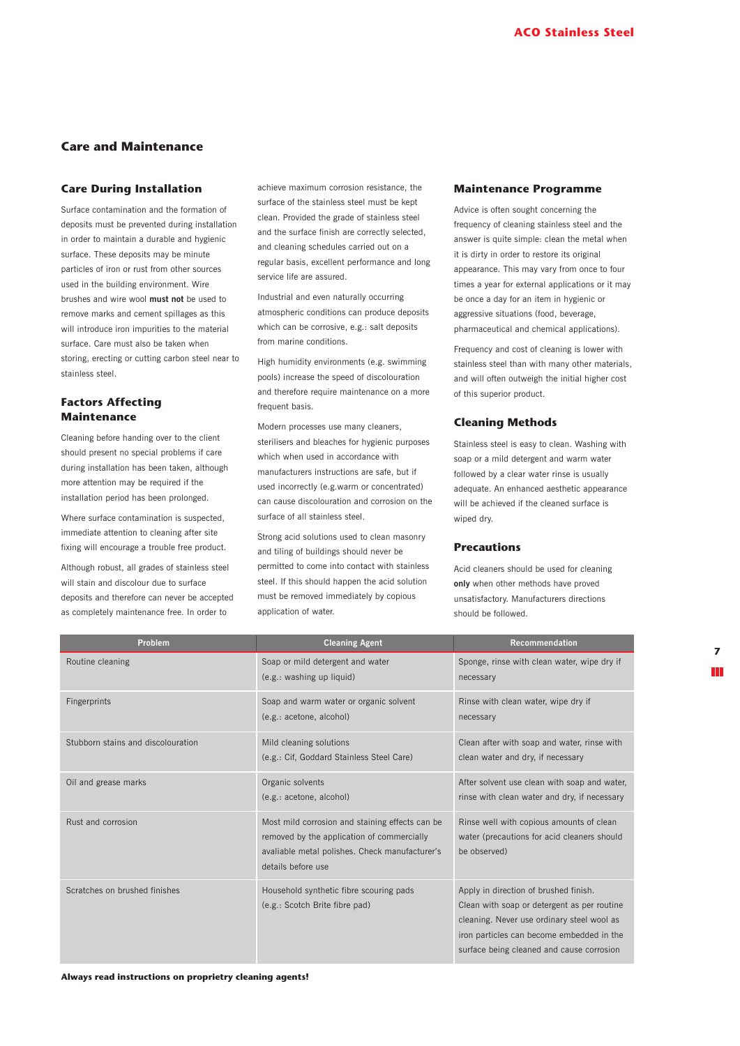## Care and Maintenance

### Care During Installation

Surface contamination and the formation of deposits must be prevented during installation in order to maintain a durable and hygienic surface. These deposits may be minute particles of iron or rust from other sources used in the building environment. Wire brushes and wire wool **must not** be used to remove marks and cement spillages as this will introduce iron impurities to the material surface. Care must also be taken when storing, erecting or cutting carbon steel near to stainless steel.

### Factors Affecting Maintenance

Cleaning before handing over to the client should present no special problems if care during installation has been taken, although more attention may be required if the installation period has been prolonged.

Where surface contamination is suspected, immediate attention to cleaning after site fixing will encourage a trouble free product.

Although robust, all grades of stainless steel will stain and discolour due to surface deposits and therefore can never be accepted as completely maintenance free. In order to achieve maximum corrosion resistance, the surface of the stainless steel must be kept clean. Provided the grade of stainless steel and the surface finish are correctly selected, and cleaning schedules carried out on a regular basis, excellent performance and long service life are assured.

Industrial and even naturally occurring atmospheric conditions can produce deposits which can be corrosive, e.g.: salt deposits from marine conditions.

High humidity environments (e.g. swimming pools) increase the speed of discolouration and therefore require maintenance on a more frequent basis.

Modern processes use many cleaners, sterilisers and bleaches for hygienic purposes which when used in accordance with manufacturers instructions are safe, but if used incorrectly (e.g.warm or concentrated) can cause discolouration and corrosion on the surface of all stainless steel.

Strong acid solutions used to clean masonry and tiling of buildings should never be permitted to come into contact with stainless steel. If this should happen the acid solution must be removed immediately by copious application of water.

### Maintenance Programme

Advice is often sought concerning the frequency of cleaning stainless steel and the answer is quite simple: clean the metal when it is dirty in order to restore its original appearance. This may vary from once to four times a year for external applications or it may be once a day for an item in hygienic or aggressive situations (food, beverage, pharmaceutical and chemical applications).

Frequency and cost of cleaning is lower with stainless steel than with many other materials, and will often outweigh the initial higher cost of this superior product.

### Cleaning Methods

Stainless steel is easy to clean. Washing with soap or a mild detergent and warm water followed by a clear water rinse is usually adequate. An enhanced aesthetic appearance will be achieved if the cleaned surface is wiped dry.

### Precautions

Acid cleaners should be used for cleaning **only** when other methods have proved unsatisfactory. Manufacturers directions should be followed.

| Problem | Cleaning Agent | Recommendation |
|---|---|---|
| Routine cleaning | Soap or mild detergent and water (e.g.: washing up liquid) | Sponge, rinse with clean water, wipe dry if necessary |
| Fingerprints | Soap and warm water or organic solvent (e.g.: acetone, alcohol) | Rinse with clean water, wipe dry if necessary |
| Stubborn stains and discolouration | Mild cleaning solutions (e.g.: Cif, Goddard Stainless Steel Care) | Clean after with soap and water, rinse with clean water and dry, if necessary |
| Oil and grease marks | Organic solvents (e.g.: acetone, alcohol) | After solvent use clean with soap and water, rinse with clean water and dry, if necessary |
| Rust and corrosion | Most mild corrosion and staining effects can be removed by the application of commercially avaliable metal polishes. Check manufacturer's details before use | Rinse well with copious amounts of clean water (precautions for acid cleaners should be observed) |
| Scratches on brushed finishes | Household synthetic fibre scouring pads (e.g.: Scotch Brite fibre pad) | Apply in direction of brushed finish. Clean with soap or detergent as per routine cleaning. Never use ordinary steel wool as iron particles can become embedded in the surface being cleaned and cause corrosion |

**Always read instructions on proprietry cleaning agents!**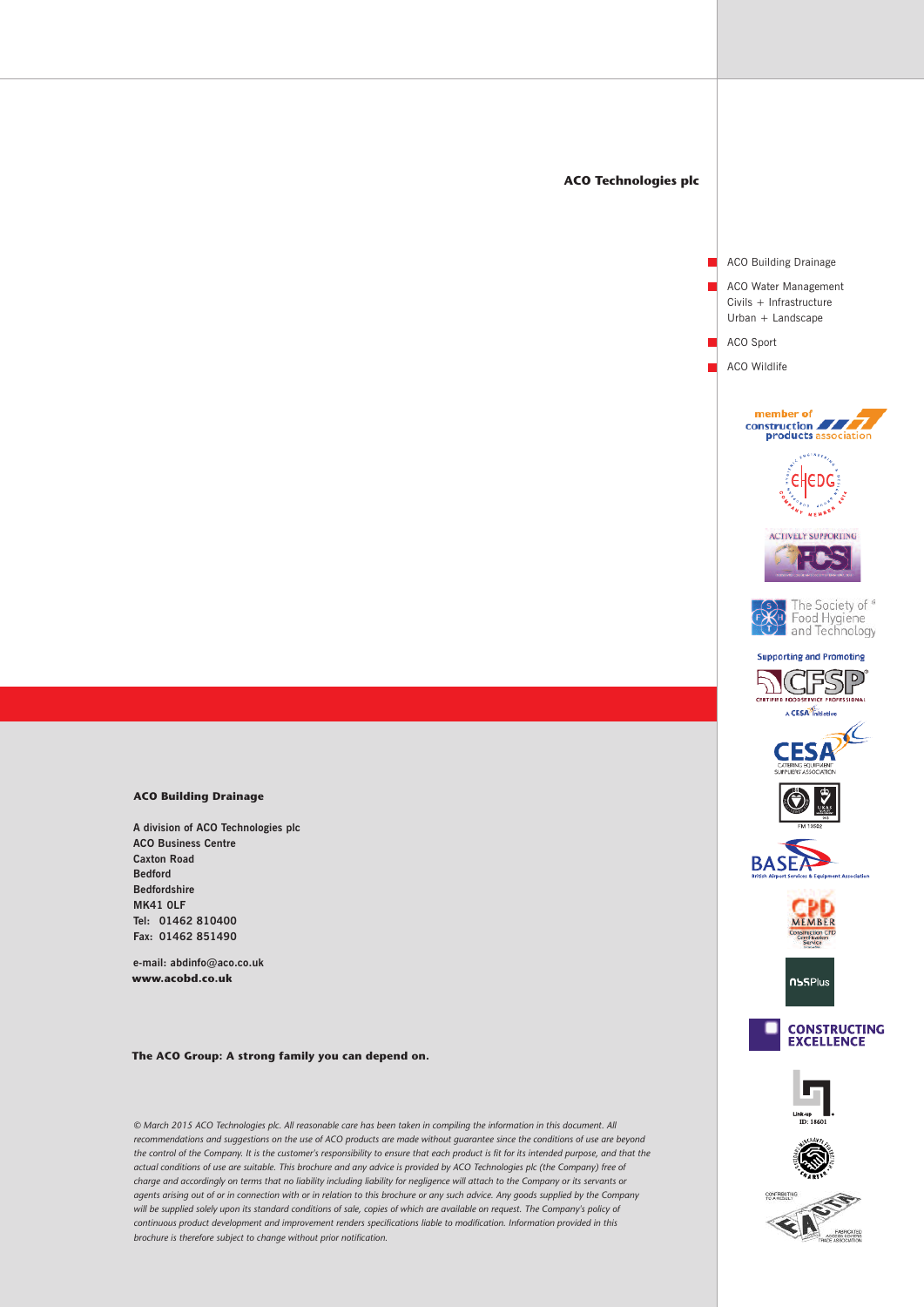**ACO Technologies plc**

- ACO Building Drainage
- ACO Water Management
  Civils + Infrastructure
  Urban + Landscape
- ACO Sport
- ACO Wildlife

**ACO Building Drainage**

**A division of ACO Technologies plc**
**ACO Business Centre**
**Caxton Road**
**Bedford**
**Bedfordshire**
**MK41 0LF**
**Tel: 01462 810400**
**Fax: 01462 851490**

**e-mail: abdinfo@aco.co.uk**
**www.acobd.co.uk**

**The ACO Group: A strong family you can depend on.**

*© March 2015 ACO Technologies plc. All reasonable care has been taken in compiling the information in this document. All recommendations and suggestions on the use of ACO products are made without guarantee since the conditions of use are beyond the control of the Company. It is the customer's responsibility to ensure that each product is fit for its intended purpose, and that the actual conditions of use are suitable. This brochure and any advice is provided by ACO Technologies plc (the Company) free of charge and accordingly on terms that no liability including liability for negligence will attach to the Company or its servants or agents arising out of or in connection with or in relation to this brochure or any such advice. Any goods supplied by the Company will be supplied solely upon its standard conditions of sale, copies of which are available on request. The Company's policy of continuous product development and improvement renders specifications liable to modification. Information provided in this brochure is therefore subject to change without prior notification.*